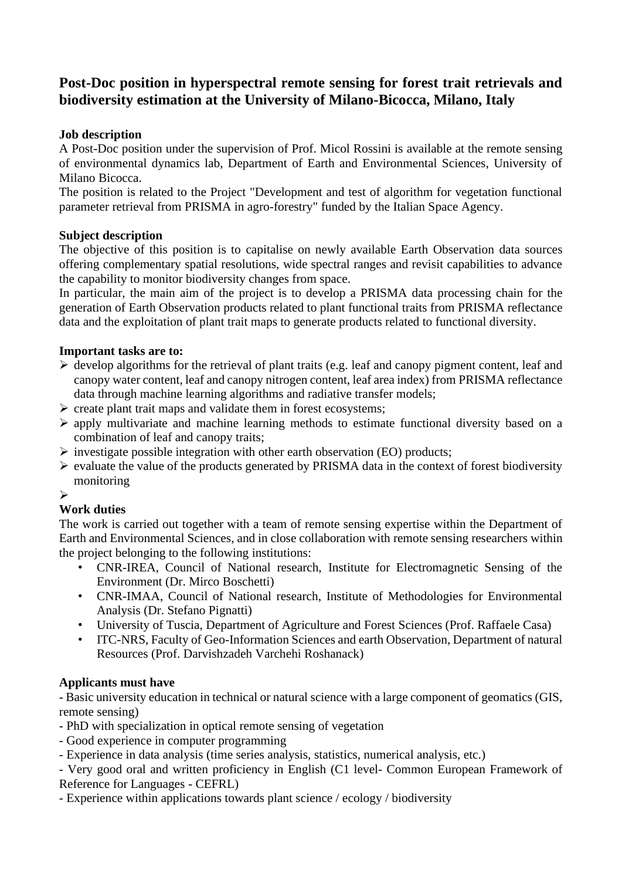# Post-Doc position in hyperspectral remote sensing for forest trait retrievals and biodiversity estimation at the University of Milano-Bicocca, Milano, Italy

**Job description**

A Post-Doc position under the supervision of Prof. Micol Rossini is available at the remote sensing of environmental dynamics lab, Department of Earth and Environmental Sciences, University of Milano Bicocca.

The position is related to the Project "Development and test of algorithm for vegetation functional parameter retrieval from PRISMA in agro-forestry" funded by the Italian Space Agency.

**Subject description**

The objective of this position is to capitalise on newly available Earth Observation data sources offering complementary spatial resolutions, wide spectral ranges and revisit capabilities to advance the capability to monitor biodiversity changes from space.

In particular, the main aim of the project is to develop a PRISMA data processing chain for the generation of Earth Observation products related to plant functional traits from PRISMA reflectance data and the exploitation of plant trait maps to generate products related to functional diversity.

**Important tasks are to:**

- develop algorithms for the retrieval of plant traits (e.g. leaf and canopy pigment content, leaf and canopy water content, leaf and canopy nitrogen content, leaf area index) from PRISMA reflectance data through machine learning algorithms and radiative transfer models;
- create plant trait maps and validate them in forest ecosystems;
- apply multivariate and machine learning methods to estimate functional diversity based on a combination of leaf and canopy traits;
- investigate possible integration with other earth observation (EO) products;
- evaluate the value of the products generated by PRISMA data in the context of forest biodiversity monitoring

**Work duties**

The work is carried out together with a team of remote sensing expertise within the Department of Earth and Environmental Sciences, and in close collaboration with remote sensing researchers within the project belonging to the following institutions:

- CNR-IREA, Council of National research, Institute for Electromagnetic Sensing of the Environment (Dr. Mirco Boschetti)
- CNR-IMAA, Council of National research, Institute of Methodologies for Environmental Analysis (Dr. Stefano Pignatti)
- University of Tuscia, Department of Agriculture and Forest Sciences (Prof. Raffaele Casa)
- ITC-NRS, Faculty of Geo-Information Sciences and earth Observation, Department of natural Resources (Prof. Darvishzadeh Varchehi Roshanack)

**Applicants must have**

- Basic university education in technical or natural science with a large component of geomatics (GIS, remote sensing)
- PhD with specialization in optical remote sensing of vegetation
- Good experience in computer programming
- Experience in data analysis (time series analysis, statistics, numerical analysis, etc.)
- Very good oral and written proficiency in English (C1 level- Common European Framework of Reference for Languages - CEFRL)
- Experience within applications towards plant science / ecology / biodiversity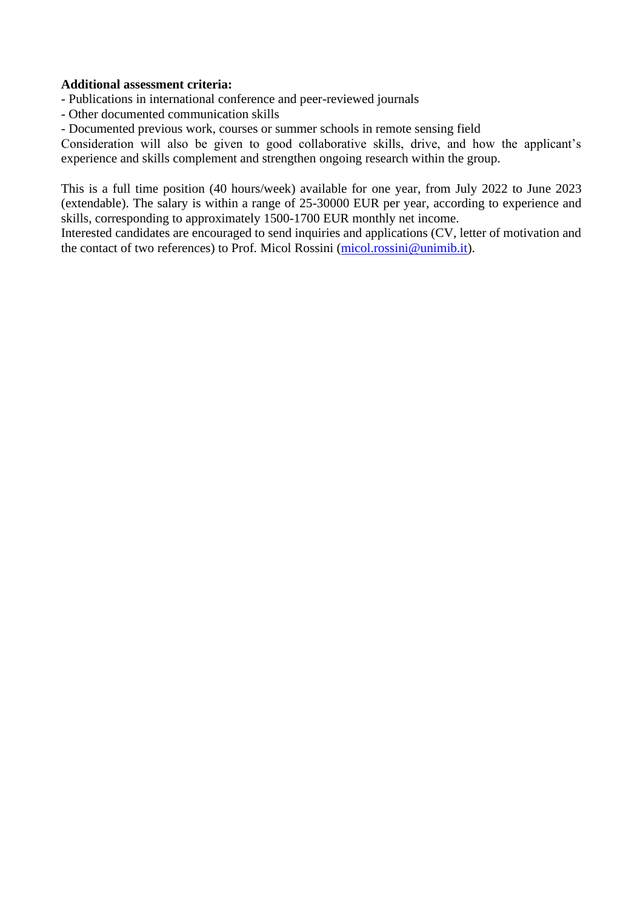**Additional assessment criteria:**

- Publications in international conference and peer-reviewed journals
- Other documented communication skills
- Documented previous work, courses or summer schools in remote sensing field

Consideration will also be given to good collaborative skills, drive, and how the applicant's experience and skills complement and strengthen ongoing research within the group.

This is a full time position (40 hours/week) available for one year, from July 2022 to June 2023 (extendable). The salary is within a range of 25-30000 EUR per year, according to experience and skills, corresponding to approximately 1500-1700 EUR monthly net income.

Interested candidates are encouraged to send inquiries and applications (CV, letter of motivation and the contact of two references) to Prof. Micol Rossini (micol.rossini@unimib.it).